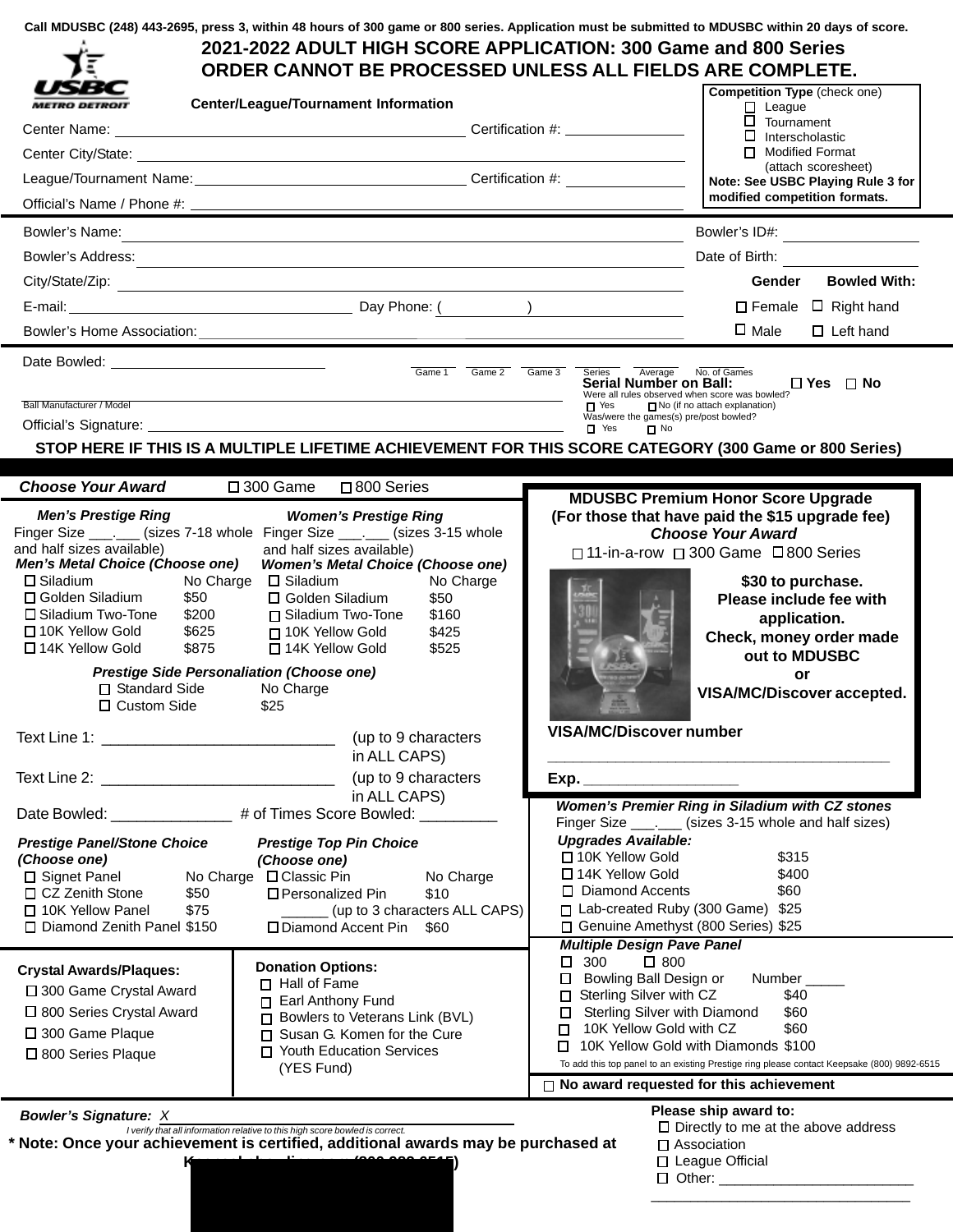Call MDUSBC (248) 443-2695, press 3, within 48 hours of 300 game or 800 series. Application must be submitted to MDUSBC within 20 days of score.

# 2021-2022 ADULT HIGH SCORE APPLICATION: 300 Game and 800 Series

## ORDER CANNOT BE PROCESSED UNLESS ALL FIELDS ARE COMPLETE.

USBC METRO DETROIT

**Center/League/Tournament Information**

Center Name: ____________________ Certification #: ____________

Center City/State: ____________________

League/Tournament Name: ____________________ Certification #: ____________

Official's Name / Phone #: ____________________

**Competition Type** (check one)
- ☐ League
- ☐ Tournament
- ☐ Interscholastic
- ☐ Modified Format (attach scoresheet)

**Note: See USBC Playing Rule 3 for modified competition formats.**

Bowler's Name: ____________________ Bowler's ID#: ____________

Bowler's Address: ____________________ Date of Birth: ____________

City/State/Zip: ____________________

E-mail: ____________________ Day Phone: ( ) ____________

Bowler's Home Association: ____________________

| Gender | Bowled With: |
|---|---|
| ☐ Female | ☐ Right hand |
| ☐ Male | ☐ Left hand |

Date Bowled: ____________ ____ Game 1 ____ Game 2 ____ Game 3 ____ Series ____ Average ____ No. of Games

**Serial Number on Ball:** ☐ Yes ☐ No

Ball Manufacturer / Model ____________________

Were all rules observed when score was bowled? ☐ Yes ☐ No (if no attach explanation)

Was/were the games(s) pre/post bowled? ☐ Yes ☐ No

Official's Signature: ____________________

**STOP HERE IF THIS IS A MULTIPLE LIFETIME ACHIEVEMENT FOR THIS SCORE CATEGORY (300 Game or 800 Series)**

***Choose Your Award*** ☐ 300 Game ☐ 800 Series

***Men's Prestige Ring***

Finger Size ___.___ (sizes 7-18 whole and half sizes available)

***Men's Metal Choice (Choose one)***

| | |
|---|---|
| ☐ Siladium | No Charge |
| ☐ Golden Siladium | $50 |
| ☐ Siladium Two-Tone | $200 |
| ☐ 10K Yellow Gold | $625 |
| ☐ 14K Yellow Gold | $875 |

***Women's Prestige Ring***

Finger Size ___.___ (sizes 3-15 whole and half sizes available)

***Women's Metal Choice (Choose one)***

| | |
|---|---|
| ☐ Siladium | No Charge |
| ☐ Golden Siladium | $50 |
| ☐ Siladium Two-Tone | $160 |
| ☐ 10K Yellow Gold | $425 |
| ☐ 14K Yellow Gold | $525 |

***Prestige Side Personaliation (Choose one)***

| | |
|---|---|
| ☐ Standard Side | No Charge |
| ☐ Custom Side | $25 |

Text Line 1: ____________________ (up to 9 characters in ALL CAPS)

Text Line 2: ____________________ (up to 9 characters in ALL CAPS)

Date Bowled: ____________ # of Times Score Bowled: ________

***Prestige Panel/Stone Choice (Choose one)***

| | |
|---|---|
| ☐ Signet Panel | No Charge |
| ☐ CZ Zenith Stone | $50 |
| ☐ 10K Yellow Panel | $75 |
| ☐ Diamond Zenith Panel | $150 |

***Prestige Top Pin Choice (Choose one)***

| | |
|---|---|
| ☐ Classic Pin | No Charge |
| ☐ Personalized Pin | $10 |
| ______ (up to 3 characters ALL CAPS) | |
| ☐ Diamond Accent Pin | $60 |

**MDUSBC Premium Honor Score Upgrade (For those that have paid the $15 upgrade fee)**

***Choose Your Award***

☐ 11-in-a-row ☐ 300 Game ☐ 800 Series

**$30 to purchase. Please include fee with application. Check, money order made out to MDUSBC or VISA/MC/Discover accepted.**

**VISA/MC/Discover number** ____________________

**Exp.** ____________

***Women's Premier Ring in Siladium with CZ stones***

Finger Size ___.___ (sizes 3-15 whole and half sizes)

***Upgrades Available:***

| | |
|---|---|
| ☐ 10K Yellow Gold | $315 |
| ☐ 14K Yellow Gold | $400 |
| ☐ Diamond Accents | $60 |
| ☐ Lab-created Ruby (300 Game) | $25 |
| ☐ Genuine Amethyst (800 Series) | $25 |

***Multiple Design Pave Panel***

☐ 300 ☐ 800

☐ Bowling Ball Design or Number _____

| | |
|---|---|
| ☐ Sterling Silver with CZ | $40 |
| ☐ Sterling Silver with Diamond | $60 |
| ☐ 10K Yellow Gold with CZ | $60 |
| ☐ 10K Yellow Gold with Diamonds | $100 |

To add this top panel to an existing Prestige ring please contact Keepsake (800) 9892-6515

**Crystal Awards/Plaques:**
- ☐ 300 Game Crystal Award
- ☐ 800 Series Crystal Award
- ☐ 300 Game Plaque
- ☐ 800 Series Plaque

**Donation Options:**
- ☐ Hall of Fame
- ☐ Earl Anthony Fund
- ☐ Bowlers to Veterans Link (BVL)
- ☐ Susan G. Komen for the Cure
- ☐ Youth Education Services (YES Fund)

☐ **No award requested for this achievement**

***Bowler's Signature:*** X ____________________

*I verify that all information relative to this high score bowled is correct.*

**\* Note: Once your achievement is certified, additional awards may be purchased at Keepsake...**

**Please ship award to:**
- ☐ Directly to me at the above address
- ☐ Association
- ☐ League Official
- ☐ Other: ____________________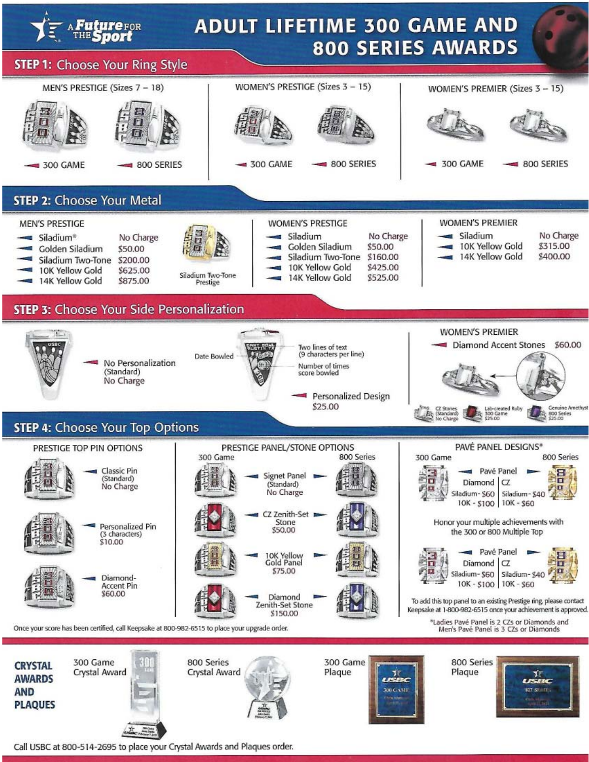A Future FOR THE Sport

# ADULT LIFETIME 300 GAME AND 800 SERIES AWARDS

## STEP 1: Choose Your Ring Style

**MEN'S PRESTIGE (Sizes 7 – 18)**
- 300 GAME
- 800 SERIES

**WOMEN'S PRESTIGE (Sizes 3 – 15)**
- 300 GAME
- 800 SERIES

**WOMEN'S PREMIER (Sizes 3 – 15)**
- 300 GAME
- 800 SERIES

## STEP 2: Choose Your Metal

**MEN'S PRESTIGE**

| | |
|---|---|
| Siladium* | No Charge |
| Golden Siladium | $50.00 |
| Siladium Two-Tone | $200.00 |
| 10K Yellow Gold | $625.00 |
| 14K Yellow Gold | $875.00 |

Siladium Two-Tone Prestige

**WOMEN'S PRESTIGE**

| | |
|---|---|
| Siladium | No Charge |
| Golden Siladium | $50.00 |
| Siladium Two-Tone | $160.00 |
| 10K Yellow Gold | $425.00 |
| 14K Yellow Gold | $525.00 |

**WOMEN'S PREMIER**

| | |
|---|---|
| Siladium | No Charge |
| 10K Yellow Gold | $315.00 |
| 14K Yellow Gold | $400.00 |

## STEP 3: Choose Your Side Personalization

- No Personalization (Standard) No Charge

Date Bowled

Two lines of text (9 characters per line)

Number of times score bowled

- Personalized Design $25.00

**WOMEN'S PREMIER**
- Diamond Accent Stones $60.00

CZ Stones (Standard) No Charge

Lab-created Ruby 300 Game $25.00

Genuine Amethyst 800 Series $25.00

## STEP 4: Choose Your Top Options

**PRESTIGE TOP PIN OPTIONS**
- Classic Pin (Standard) No Charge
- Personalized Pin (3 characters) $10.00
- Diamond-Accent Pin $60.00

**PRESTIGE PANEL/STONE OPTIONS**

300 Game / 800 Series

- Signet Panel (Standard) No Charge
- CZ Zenith-Set Stone $50.00
- 10K Yellow Gold Panel $75.00
- Diamond Zenith-Set Stone $150.00

**PAVÉ PANEL DESIGNS***

300 Game / 800 Series

Pavé Panel

| Diamond | CZ |
|---|---|
| Siladium - $60 | Siladium - $40 |
| 10K - $100 | 10K - $60 |

Honor your multiple achievements with the 300 or 800 Multiple Top

Pavé Panel

| Diamond | CZ |
|---|---|
| Siladium - $60 | Siladium - $40 |
| 10K - $100 | 10K - $60 |

To add this top panel to an existing Prestige ring, please contact Keepsake at 1-800-982-6515 once your achievement is approved.

*Ladies Pavé Panel is 2 CZs or Diamonds and Men's Pavé Panel is 3 CZs or Diamonds

Once your score has been certified, call Keepsake at 800-982-6515 to place your upgrade order.

## CRYSTAL AWARDS AND PLAQUES

- 300 Game Crystal Award
- 800 Series Crystal Award
- 300 Game Plaque
- 800 Series Plaque

Call USBC at 800-514-2695 to place your Crystal Awards and Plaques order.